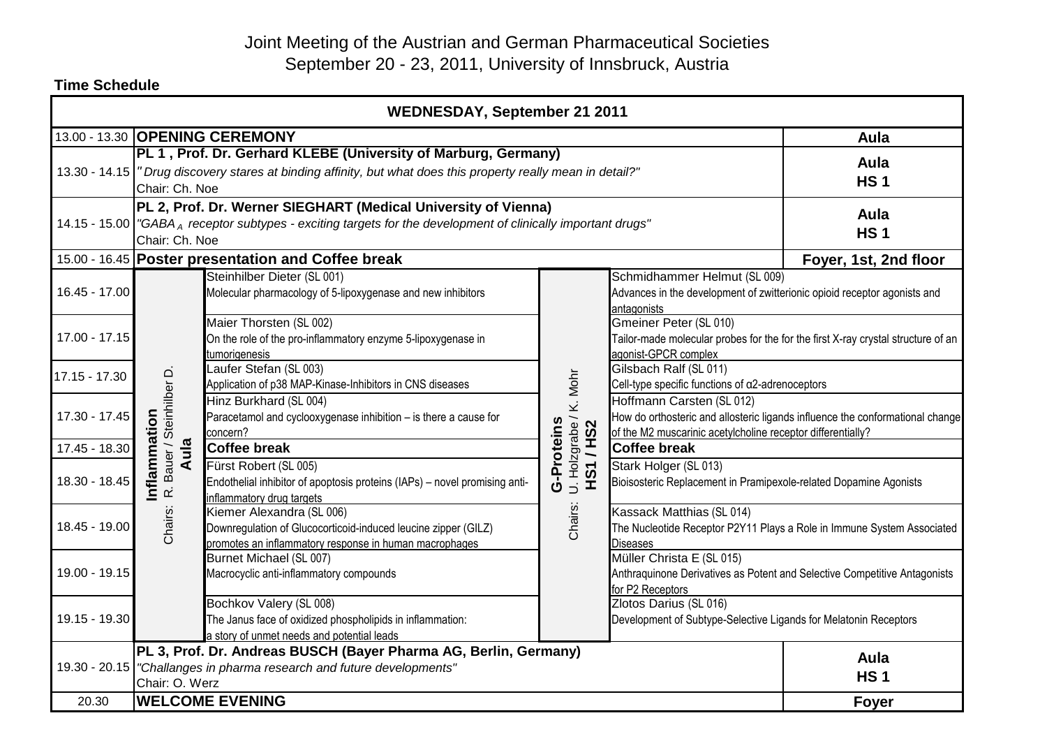Joint Meeting of the Austrian and German Pharmaceutical Societies
September 20 - 23, 2011, University of Innsbruck, Austria

**Time Schedule**

| **WEDNESDAY, September 21 2011** | | | | | |
|---|---|---|---|---|---|
| 13.00 - 13.30 | **OPENING CEREMONY** | | | | **Aula** |
| 13.30 - 14.15 | **PL 1 , Prof. Dr. Gerhard KLEBE (University of Marburg, Germany)** *"Drug discovery stares at binding affinity, but what does this property really mean in detail?"* Chair: Ch. Noe | | | | **Aula HS 1** |
| 14.15 - 15.00 | **PL 2, Prof. Dr. Werner SIEGHART (Medical University of Vienna)** *"GABA$_A$ receptor subtypes - exciting targets for the development of clinically important drugs"* Chair: Ch. Noe | | | | **Aula HS 1** |
| 15.00 - 16.45 | **Poster presentation and Coffee break** | | | | **Foyer, 1st, 2nd floor** |
| 16.45 - 17.00 | **Inflammation** Chairs: R. Bauer / Steinhilber D. **Aula** | Steinhilber Dieter (SL 001) Molecular pharmacology of 5-lipoxygenase and new inhibitors | **G-Proteins** Chairs: U. Holzgrabe / K. Mohr **HS1 / HS2** | Schmidhammer Helmut (SL 009) Advances in the development of zwitterionic opioid receptor agonists and antagonists | |
| 17.00 - 17.15 | | Maier Thorsten (SL 002) On the role of the pro-inflammatory enzyme 5-lipoxygenase in tumorigenesis | | Gmeiner Peter (SL 010) Tailor-made molecular probes for the for the first X-ray crystal structure of an agonist-GPCR complex | |
| 17.15 - 17.30 | | Laufer Stefan (SL 003) Application of p38 MAP-Kinase-Inhibitors in CNS diseases | | Gilsbach Ralf (SL 011) Cell-type specific functions of α2-adrenoceptors | |
| 17.30 - 17.45 | | Hinz Burkhard (SL 004) Paracetamol and cyclooxygenase inhibition – is there a cause for concern? | | Hoffmann Carsten (SL 012) How do orthosteric and allosteric ligands influence the conformational change of the M2 muscarinic acetylcholine receptor differentially? | |
| 17.45 - 18.30 | | **Coffee break** | | **Coffee break** | |
| 18.30 - 18.45 | | Fürst Robert (SL 005) Endothelial inhibitor of apoptosis proteins (IAPs) – novel promising anti-inflammatory drug targets | | Stark Holger (SL 013) Bioisosteric Replacement in Pramipexole-related Dopamine Agonists | |
| 18.45 - 19.00 | | Kiemer Alexandra (SL 006) Downregulation of Glucocorticoid-induced leucine zipper (GILZ) promotes an inflammatory response in human macrophages | | Kassack Matthias (SL 014) The Nucleotide Receptor P2Y11 Plays a Role in Immune System Associated Diseases | |
| 19.00 - 19.15 | | Burnet Michael (SL 007) Macrocyclic anti-inflammatory compounds | | Müller Christa E (SL 015) Anthraquinone Derivatives as Potent and Selective Competitive Antagonists for P2 Receptors | |
| 19.15 - 19.30 | | Bochkov Valery (SL 008) The Janus face of oxidized phospholipids in inflammation: a story of unmet needs and potential leads | | Zlotos Darius (SL 016) Development of Subtype-Selective Ligands for Melatonin Receptors | |
| 19.30 - 20.15 | **PL 3, Prof. Dr. Andreas BUSCH (Bayer Pharma AG, Berlin, Germany)** *"Challanges in pharma research and future developments"* Chair: O. Werz | | | | **Aula HS 1** |
| 20.30 | **WELCOME EVENING** | | | | **Foyer** |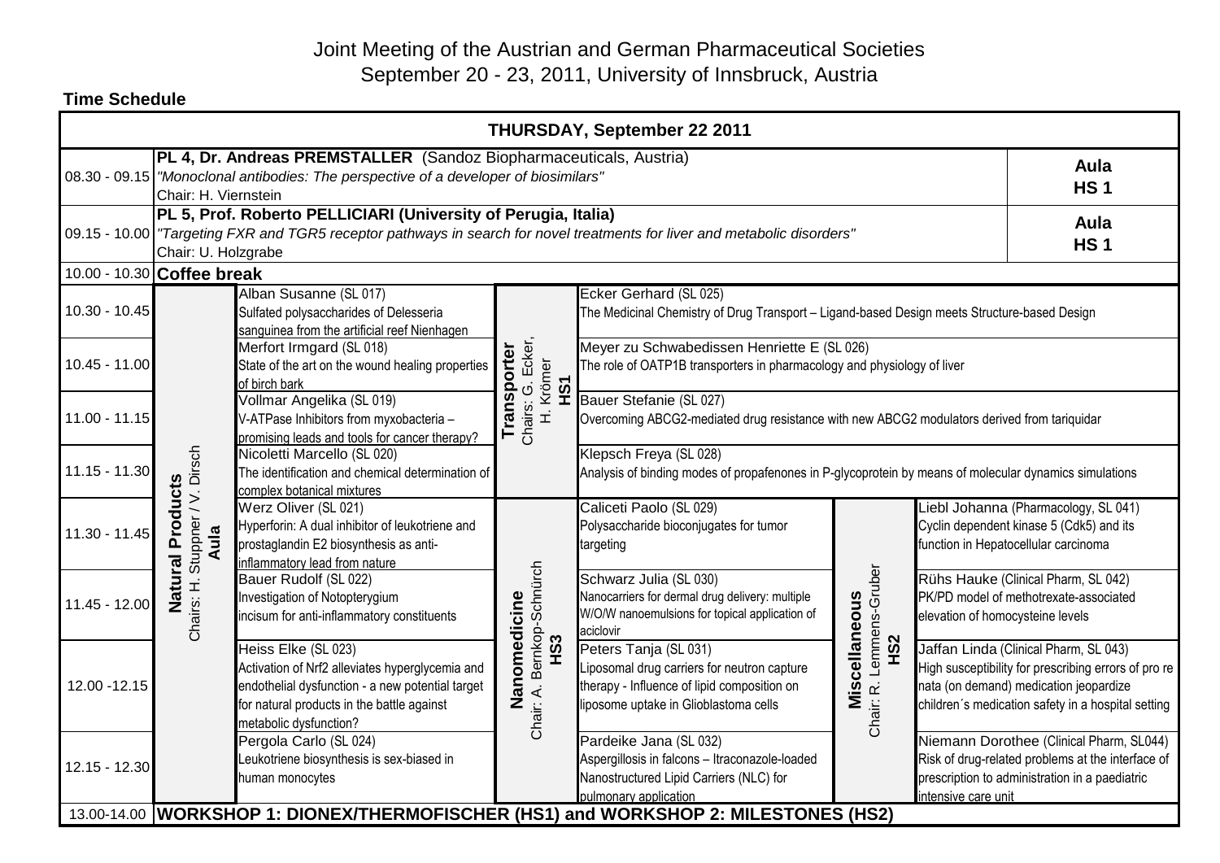Joint Meeting of the Austrian and German Pharmaceutical Societies
September 20 - 23, 2011, University of Innsbruck, Austria

**Time Schedule**

| THURSDAY, September 22 2011 | | | | | | | |
|---|---|---|---|---|---|---|---|
| 08.30 - 09.15 | **PL 4, Dr. Andreas PREMSTALLER** (Sandoz Biopharmaceuticals, Austria) *"Monoclonal antibodies: The perspective of a developer of biosimilars"* Chair: H. Viernstein | | | | | | **Aula HS 1** |
| 09.15 - 10.00 | **PL 5, Prof. Roberto PELLICIARI (University of Perugia, Italia)** *"Targeting FXR and TGR5 receptor pathways in search for novel treatments for liver and metabolic disorders"* Chair: U. Holzgrabe | | | | | | **Aula HS 1** |
| 10.00 - 10.30 | **Coffee break** | | | | | | |
| 10.30 - 10.45 | **Natural Products** Chairs: H. Stuppner / V. Dirsch **Aula** | Alban Susanne (SL 017) Sulfated polysaccharides of Delesseria sanguinea from the artificial reef Nienhagen | **Transporter** Chairs: G. Ecker, H. Krömer **HS1** | Ecker Gerhard (SL 025) The Medicinal Chemistry of Drug Transport – Ligand-based Design meets Structure-based Design | | | |
| 10.45 - 11.00 | | Merfort Irmgard (SL 018) State of the art on the wound healing properties of birch bark | | Meyer zu Schwabedissen Henriette E (SL 026) The role of OATP1B transporters in pharmacology and physiology of liver | | | |
| 11.00 - 11.15 | | Vollmar Angelika (SL 019) V-ATPase Inhibitors from myxobacteria – promising leads and tools for cancer therapy? | | Bauer Stefanie (SL 027) Overcoming ABCG2-mediated drug resistance with new ABCG2 modulators derived from tariquidar | | | |
| 11.15 - 11.30 | | Nicoletti Marcello (SL 020) The identification and chemical determination of complex botanical mixtures | | Klepsch Freya (SL 028) Analysis of binding modes of propafenones in P-glycoprotein by means of molecular dynamics simulations | | | |
| 11.30 - 11.45 | | Werz Oliver (SL 021) Hyperforin: A dual inhibitor of leukotriene and prostaglandin E2 biosynthesis as anti-inflammatory lead from nature | **Nanomedicine** Chair: A. Bernkop-Schnürch **HS3** | Caliceti Paolo (SL 029) Polysaccharide bioconjugates for tumor targeting | **Miscellaneous** Chair: R. Lemmens-Gruber **HS2** | Liebl Johanna (Pharmacology, SL 041) Cyclin dependent kinase 5 (Cdk5) and its function in Hepatocellular carcinoma | |
| 11.45 - 12.00 | | Bauer Rudolf (SL 022) Investigation of Notopterygium incisum for anti-inflammatory constituents | | Schwarz Julia (SL 030) Nanocarriers for dermal drug delivery: multiple W/O/W nanoemulsions for topical application of aciclovir | | Rühs Hauke (Clinical Pharm, SL 042) PK/PD model of methotrexate-associated elevation of homocysteine levels | |
| 12.00 -12.15 | | Heiss Elke (SL 023) Activation of Nrf2 alleviates hyperglycemia and endothelial dysfunction - a new potential target for natural products in the battle against metabolic dysfunction? | | Peters Tanja (SL 031) Liposomal drug carriers for neutron capture therapy - Influence of lipid composition on liposome uptake in Glioblastoma cells | | Jaffan Linda (Clinical Pharm, SL 043) High susceptibility for prescribing errors of pro re nata (on demand) medication jeopardize children´s medication safety in a hospital setting | |
| 12.15 - 12.30 | | Pergola Carlo (SL 024) Leukotriene biosynthesis is sex-biased in human monocytes | | Pardeike Jana (SL 032) Aspergillosis in falcons – Itraconazole-loaded Nanostructured Lipid Carriers (NLC) for pulmonary application | | Niemann Dorothee (Clinical Pharm, SL044) Risk of drug-related problems at the interface of prescription to administration in a paediatric intensive care unit | |
| 13.00-14.00 | **WORKSHOP 1: DIONEX/THERMOFISCHER (HS1) and WORKSHOP 2: MILESTONES (HS2)** | | | | | | |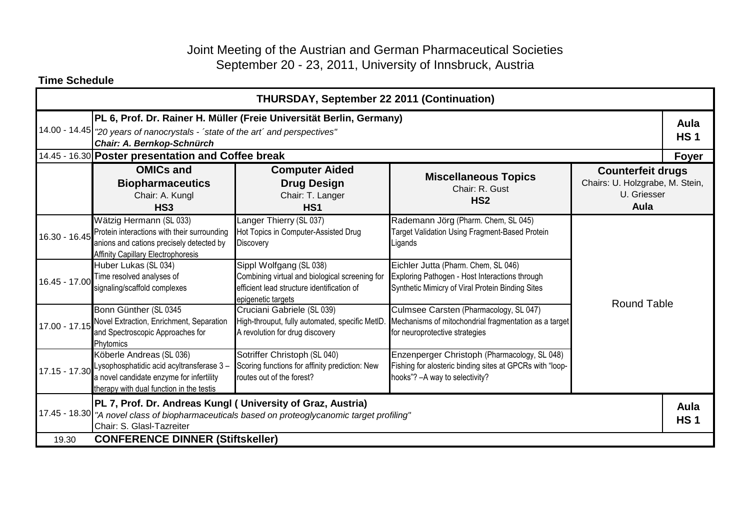Joint Meeting of the Austrian and German Pharmaceutical Societies
September 20 - 23, 2011, University of Innsbruck, Austria

**Time Schedule**

| **THURSDAY, September 22 2011 (Continuation)** | | | | | |
|---|---|---|---|---|---|
| 14.00 - 14.45 | **PL 6, Prof. Dr. Rainer H. Müller (Freie Universität Berlin, Germany)** *"20 years of nanocrystals - ´state of the art´ and perspectives"* ***Chair: A. Bernkop-Schnürch*** | | | | **Aula HS 1** |
| 14.45 - 16.30 | **Poster presentation and Coffee break** | | | | **Foyer** |
| | **OMICs and Biopharmaceutics** Chair: A. Kungl **HS3** | **Computer Aided Drug Design** Chair: T. Langer **HS1** | **Miscellaneous Topics** Chair: R. Gust **HS2** | **Counterfeit drugs** Chairs: U. Holzgrabe, M. Stein, U. Griesser **Aula** | |
| 16.30 - 16.45 | Wätzig Hermann (SL 033) Protein interactions with their surrounding anions and cations precisely detected by Affinity Capillary Electrophoresis | Langer Thierry (SL 037) Hot Topics in Computer-Assisted Drug Discovery | Rademann Jörg (Pharm. Chem, SL 045) Target Validation Using Fragment-Based Protein Ligands | Round Table | |
| 16.45 - 17.00 | Huber Lukas (SL 034) Time resolved analyses of signaling/scaffold complexes | Sippl Wolfgang (SL 038) Combining virtual and biological screening for efficient lead structure identification of epigenetic targets | Eichler Jutta (Pharm. Chem, SL 046) Exploring Pathogen - Host Interactions through Synthetic Mimicry of Viral Protein Binding Sites | | |
| 17.00 - 17.15 | Bonn Günther (SL 0345 Novel Extraction, Enrichment, Separation and Spectroscopic Approaches for Phytomics | Cruciani Gabriele (SL 039) High-throuput, fully automated, specific MetID. A revolution for drug discovery | Culmsee Carsten (Pharmacology, SL 047) Mechanisms of mitochondrial fragmentation as a target for neuroprotective strategies | | |
| 17.15 - 17.30 | Köberle Andreas (SL 036) Lysophosphatidic acid acyltransferase 3 – a novel candidate enzyme for infertility therapy with dual function in the testis | Sotriffer Christoph (SL 040) Scoring functions for affinity prediction: New routes out of the forest? | Enzenperger Christoph (Pharmacology, SL 048) Fishing for alosteric binding sites at GPCRs with "loop-hooks"? –A way to selectivity? | | |
| 17.45 - 18.30 | **PL 7, Prof. Dr. Andreas Kungl ( University of Graz, Austria)** *"A novel class of biopharmaceuticals based on proteoglycanomic target profiling"* Chair: S. Glasl-Tazreiter | | | | **Aula HS 1** |
| 19.30 | **CONFERENCE DINNER (Stiftskeller)** | | | | |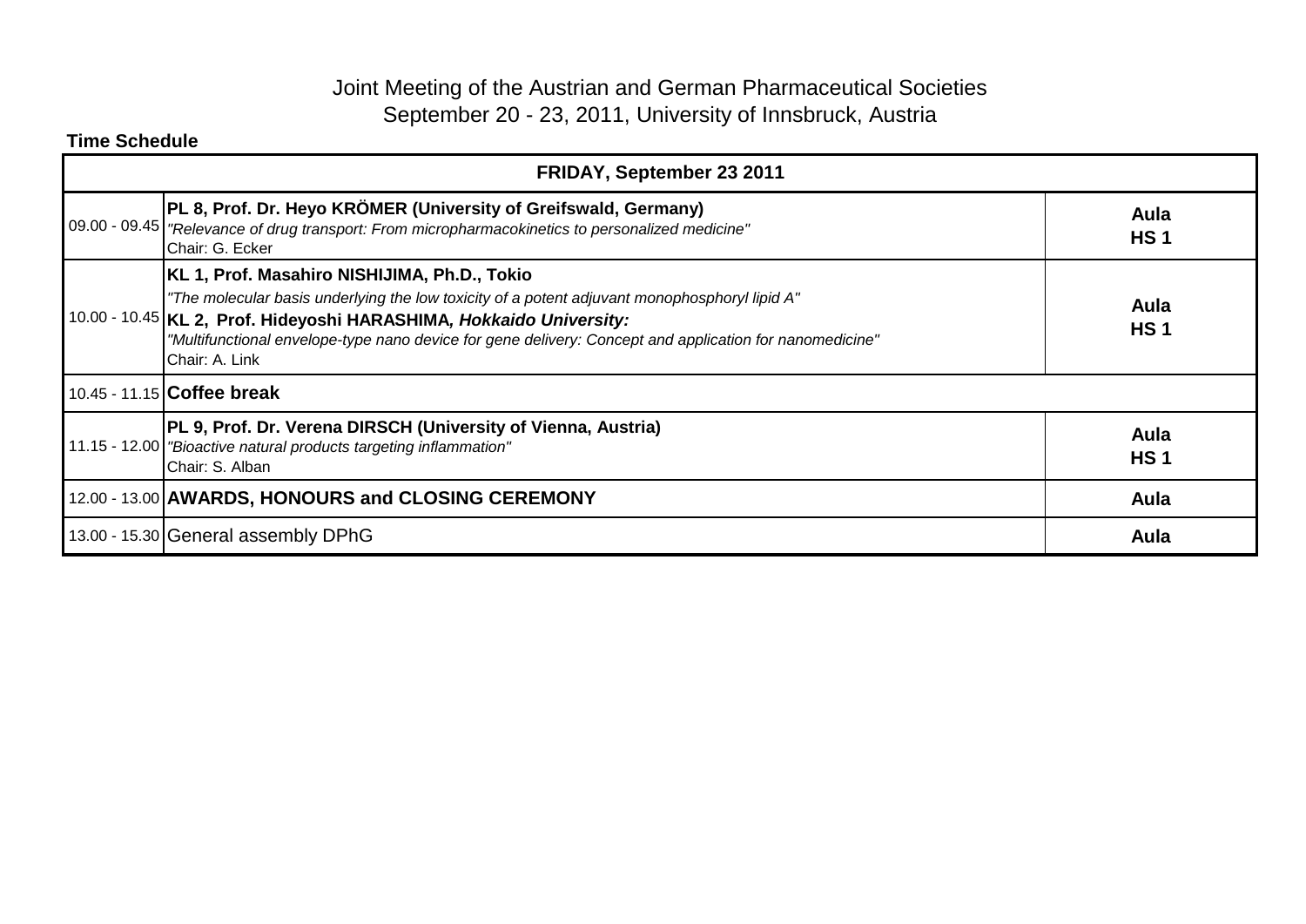Joint Meeting of the Austrian and German Pharmaceutical Societies
September 20 - 23, 2011, University of Innsbruck, Austria

**Time Schedule**

| FRIDAY, September 23 2011 | | |
|---|---|---|
| 09.00 - 09.45 | **PL 8, Prof. Dr. Heyo KRÖMER (University of Greifswald, Germany)**<br>*"Relevance of drug transport: From micropharmacokinetics to personalized medicine"*<br>Chair: G. Ecker | **Aula**<br>**HS 1** |
| 10.00 - 10.45 | **KL 1, Prof. Masahiro NISHIJIMA, Ph.D., Tokio**<br>*"The molecular basis underlying the low toxicity of a potent adjuvant monophosphoryl lipid A"*<br>**KL 2, Prof. Hideyoshi HARASHIMA*, Hokkaido University:***<br>*"Multifunctional envelope-type nano device for gene delivery: Concept and application for nanomedicine"*<br>Chair: A. Link | **Aula**<br>**HS 1** |
| 10.45 - 11.15 | **Coffee break** | |
| 11.15 - 12.00 | **PL 9, Prof. Dr. Verena DIRSCH (University of Vienna, Austria)**<br>*"Bioactive natural products targeting inflammation"*<br>Chair: S. Alban | **Aula**<br>**HS 1** |
| 12.00 - 13.00 | **AWARDS, HONOURS and CLOSING CEREMONY** | **Aula** |
| 13.00 - 15.30 | General assembly DPhG | **Aula** |